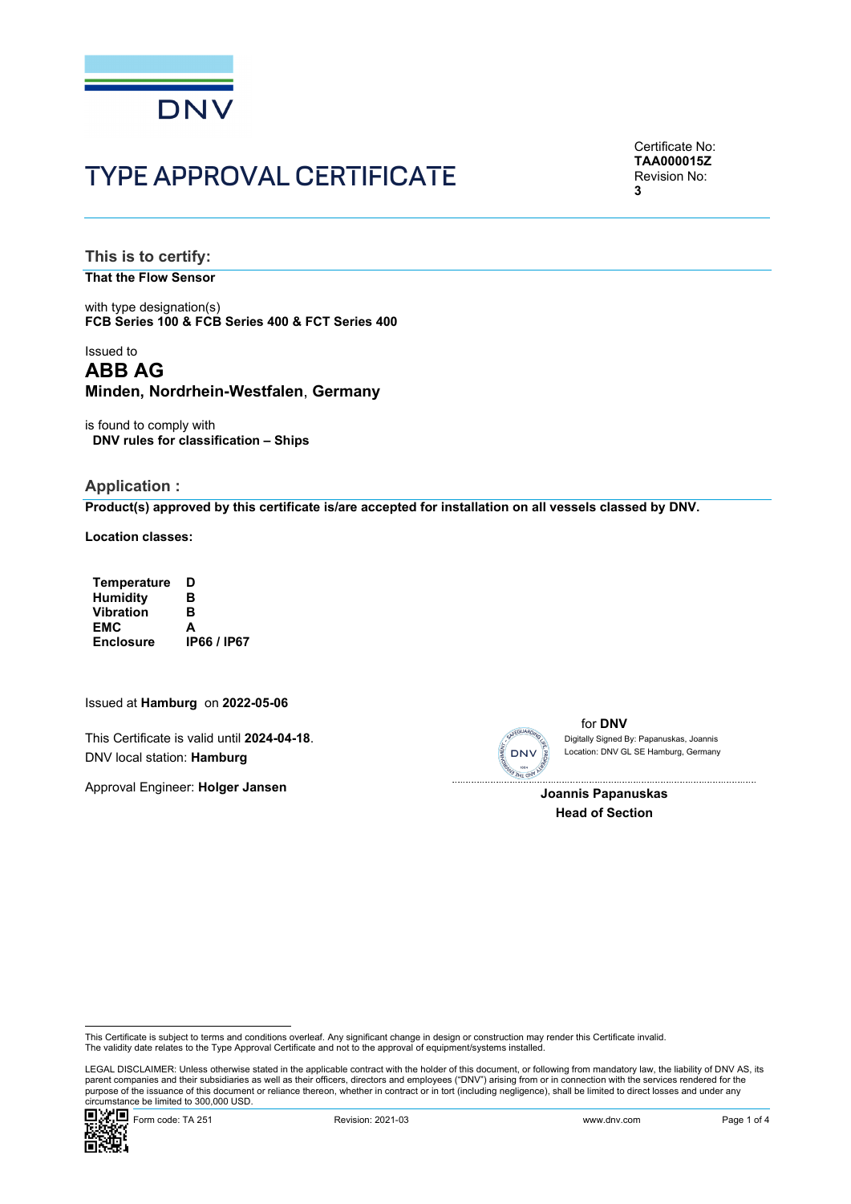# TYPE APPROVAL CERTIFICATE

Certificate No:
**TAA000015Z**
Revision No:
**3**

## This is to certify:

**That the Flow Sensor**

with type designation(s)
**FCB Series 100 & FCB Series 400 & FCT Series 400**

Issued to
**ABB AG**
**Minden, Nordrhein-Westfalen, Germany**

is found to comply with
**DNV rules for classification – Ships**

## Application :

**Product(s) approved by this certificate is/are accepted for installation on all vessels classed by DNV.**

**Location classes:**

| | |
|---|---|
| **Temperature** | **D** |
| **Humidity** | **B** |
| **Vibration** | **B** |
| **EMC** | **A** |
| **Enclosure** | **IP66 / IP67** |

Issued at **Hamburg** on **2022-05-06**

This Certificate is valid until **2024-04-18**.
DNV local station: **Hamburg**

Approval Engineer: **Holger Jansen**

for **DNV**
Digitally Signed By: Papanuskas, Joannis
Location: DNV GL SE Hamburg, Germany

**Joannis Papanuskas**
**Head of Section**

This Certificate is subject to terms and conditions overleaf. Any significant change in design or construction may render this Certificate invalid.
The validity date relates to the Type Approval Certificate and not to the approval of equipment/systems installed.

LEGAL DISCLAIMER: Unless otherwise stated in the applicable contract with the holder of this document, or following from mandatory law, the liability of DNV AS, its parent companies and their subsidiaries as well as their officers, directors and employees ("DNV") arising from or in connection with the services rendered for the purpose of the issuance of this document or reliance thereon, whether in contract or in tort (including negligence), shall be limited to direct losses and under any circumstance be limited to 300,000 USD.

Form code: TA 251 Revision: 2021-03 www.dnv.com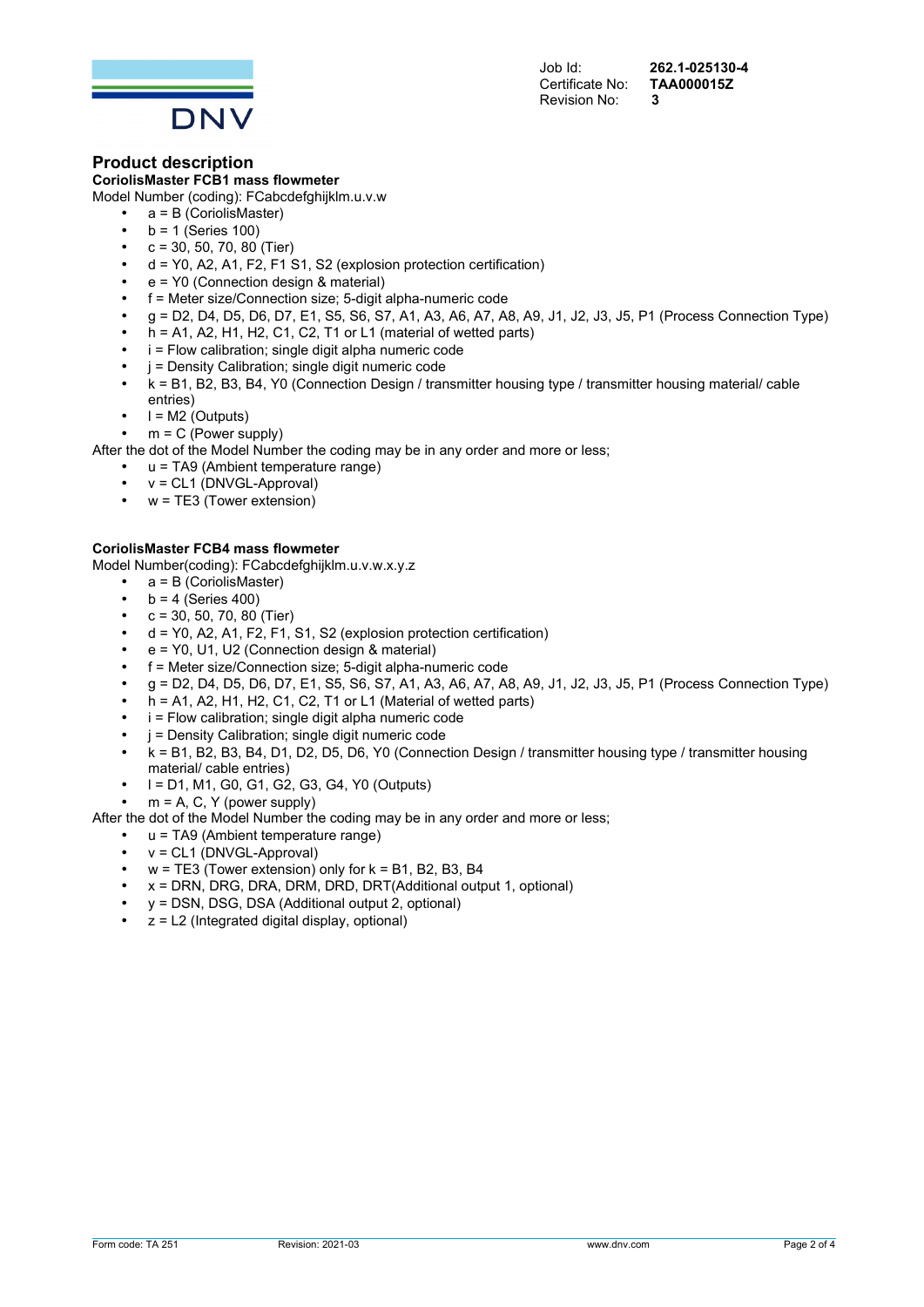| Job Id: | 262.1-025130-4 |
| --- | --- |
| Certificate No: | TAA000015Z |
| Revision No: | 3 |

## Product description

**CoriolisMaster FCB1 mass flowmeter**

Model Number (coding): FCabcdefghijklm.u.v.w

- a = B (CoriolisMaster)
- b = 1 (Series 100)
- c = 30, 50, 70, 80 (Tier)
- d = Y0, A2, A1, F2, F1 S1, S2 (explosion protection certification)
- e = Y0 (Connection design & material)
- f = Meter size/Connection size; 5-digit alpha-numeric code
- g = D2, D4, D5, D6, D7, E1, S5, S6, S7, A1, A3, A6, A7, A8, A9, J1, J2, J3, J5, P1 (Process Connection Type)
- h = A1, A2, H1, H2, C1, C2, T1 or L1 (material of wetted parts)
- i = Flow calibration; single digit alpha numeric code
- j = Density Calibration; single digit numeric code
- k = B1, B2, B3, B4, Y0 (Connection Design / transmitter housing type / transmitter housing material/ cable entries)
- l = M2 (Outputs)
- m = C (Power supply)

After the dot of the Model Number the coding may be in any order and more or less;

- u = TA9 (Ambient temperature range)
- v = CL1 (DNVGL-Approval)
- w = TE3 (Tower extension)

**CoriolisMaster FCB4 mass flowmeter**

Model Number(coding): FCabcdefghijklm.u.v.w.x.y.z

- a = B (CoriolisMaster)
- b = 4 (Series 400)
- c = 30, 50, 70, 80 (Tier)
- d = Y0, A2, A1, F2, F1, S1, S2 (explosion protection certification)
- e = Y0, U1, U2 (Connection design & material)
- f = Meter size/Connection size; 5-digit alpha-numeric code
- g = D2, D4, D5, D6, D7, E1, S5, S6, S7, A1, A3, A6, A7, A8, A9, J1, J2, J3, J5, P1 (Process Connection Type)
- h = A1, A2, H1, H2, C1, C2, T1 or L1 (Material of wetted parts)
- i = Flow calibration; single digit alpha numeric code
- j = Density Calibration; single digit numeric code
- k = B1, B2, B3, B4, D1, D2, D5, D6, Y0 (Connection Design / transmitter housing type / transmitter housing material/ cable entries)
- l = D1, M1, G0, G1, G2, G3, G4, Y0 (Outputs)
- m = A, C, Y (power supply)

After the dot of the Model Number the coding may be in any order and more or less;

- u = TA9 (Ambient temperature range)
- v = CL1 (DNVGL-Approval)
- w = TE3 (Tower extension) only for k = B1, B2, B3, B4
- x = DRN, DRG, DRA, DRM, DRD, DRT(Additional output 1, optional)
- y = DSN, DSG, DSA (Additional output 2, optional)
- z = L2 (Integrated digital display, optional)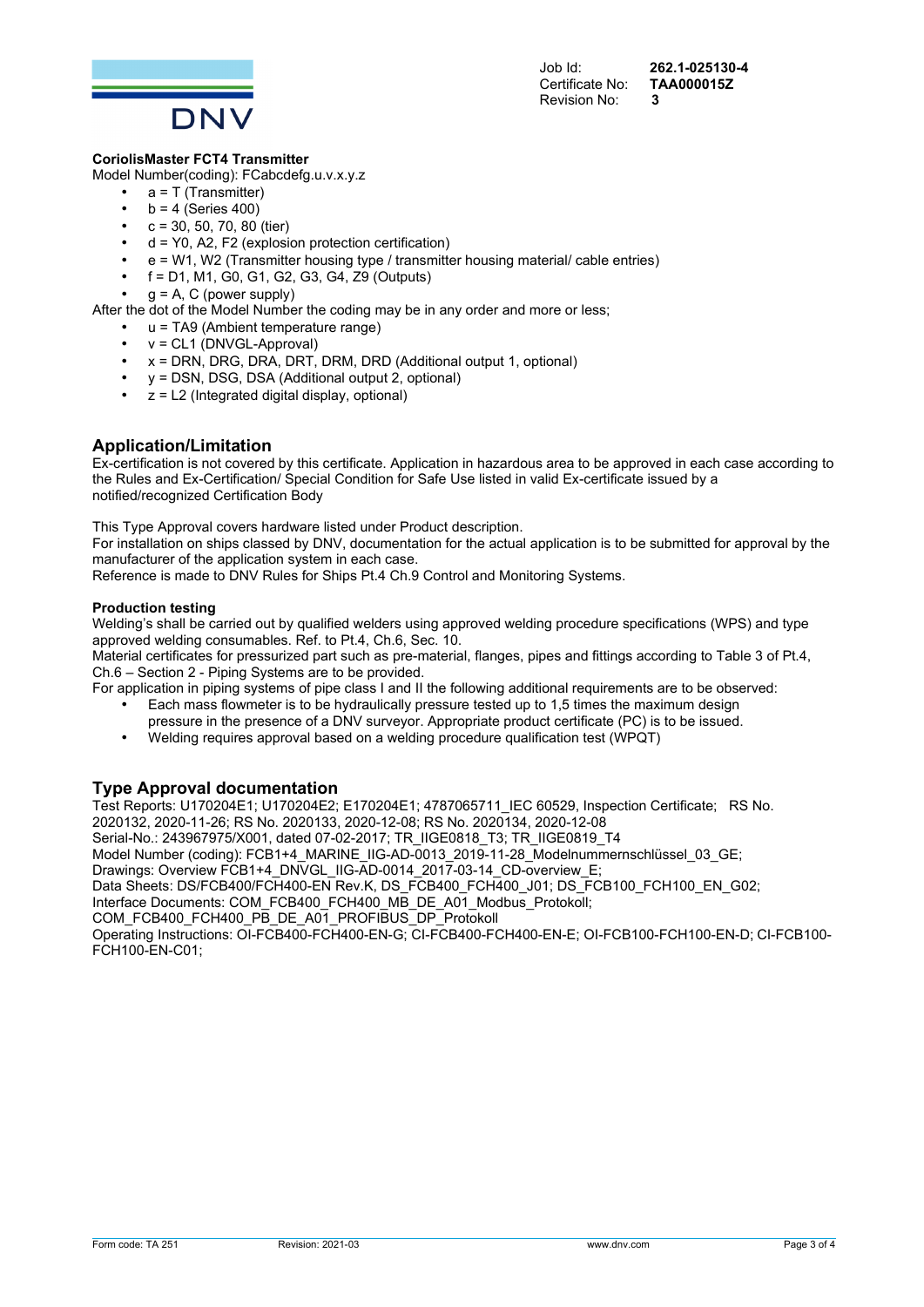Job Id: **262.1-025130-4**
Certificate No: **TAA000015Z**
Revision No: **3**

**CoriolisMaster FCT4 Transmitter**
Model Number(coding): FCabcdefg.u.v.x.y.z

- a = T (Transmitter)
- b = 4 (Series 400)
- c = 30, 50, 70, 80 (tier)
- d = Y0, A2, F2 (explosion protection certification)
- e = W1, W2 (Transmitter housing type / transmitter housing material/ cable entries)
- f = D1, M1, G0, G1, G2, G3, G4, Z9 (Outputs)
- g = A, C (power supply)

After the dot of the Model Number the coding may be in any order and more or less;

- u = TA9 (Ambient temperature range)
- v = CL1 (DNVGL-Approval)
- x = DRN, DRG, DRA, DRT, DRM, DRD (Additional output 1, optional)
- y = DSN, DSG, DSA (Additional output 2, optional)
- z = L2 (Integrated digital display, optional)

## Application/Limitation

Ex-certification is not covered by this certificate. Application in hazardous area to be approved in each case according to the Rules and Ex-Certification/ Special Condition for Safe Use listed in valid Ex-certificate issued by a notified/recognized Certification Body

This Type Approval covers hardware listed under Product description.
For installation on ships classed by DNV, documentation for the actual application is to be submitted for approval by the manufacturer of the application system in each case.
Reference is made to DNV Rules for Ships Pt.4 Ch.9 Control and Monitoring Systems.

**Production testing**
Welding's shall be carried out by qualified welders using approved welding procedure specifications (WPS) and type approved welding consumables. Ref. to Pt.4, Ch.6, Sec. 10.
Material certificates for pressurized part such as pre-material, flanges, pipes and fittings according to Table 3 of Pt.4, Ch.6 – Section 2 - Piping Systems are to be provided.
For application in piping systems of pipe class I and II the following additional requirements are to be observed:

- Each mass flowmeter is to be hydraulically pressure tested up to 1,5 times the maximum design pressure in the presence of a DNV surveyor. Appropriate product certificate (PC) is to be issued.
- Welding requires approval based on a welding procedure qualification test (WPQT)

## Type Approval documentation

Test Reports: U170204E1; U170204E2; E170204E1; 4787065711_IEC 60529, Inspection Certificate; RS No. 2020132, 2020-11-26; RS No. 2020133, 2020-12-08; RS No. 2020134, 2020-12-08
Serial-No.: 243967975/X001, dated 07-02-2017; TR_IIGE0818_T3; TR_IIGE0819_T4
Model Number (coding): FCB1+4_MARINE_IIG-AD-0013_2019-11-28_Modelnummernschlüssel_03_GE;
Drawings: Overview FCB1+4_DNVGL_IIG-AD-0014_2017-03-14_CD-overview_E;
Data Sheets: DS/FCB400/FCH400-EN Rev.K, DS_FCB400_FCH400_J01; DS_FCB100_FCH100_EN_G02;
Interface Documents: COM_FCB400_FCH400_MB_DE_A01_Modbus_Protokoll;
COM_FCB400_FCH400_PB_DE_A01_PROFIBUS_DP_Protokoll
Operating Instructions: OI-FCB400-FCH400-EN-G; CI-FCB400-FCH400-EN-E; OI-FCB100-FCH100-EN-D; CI-FCB100-FCH100-EN-C01;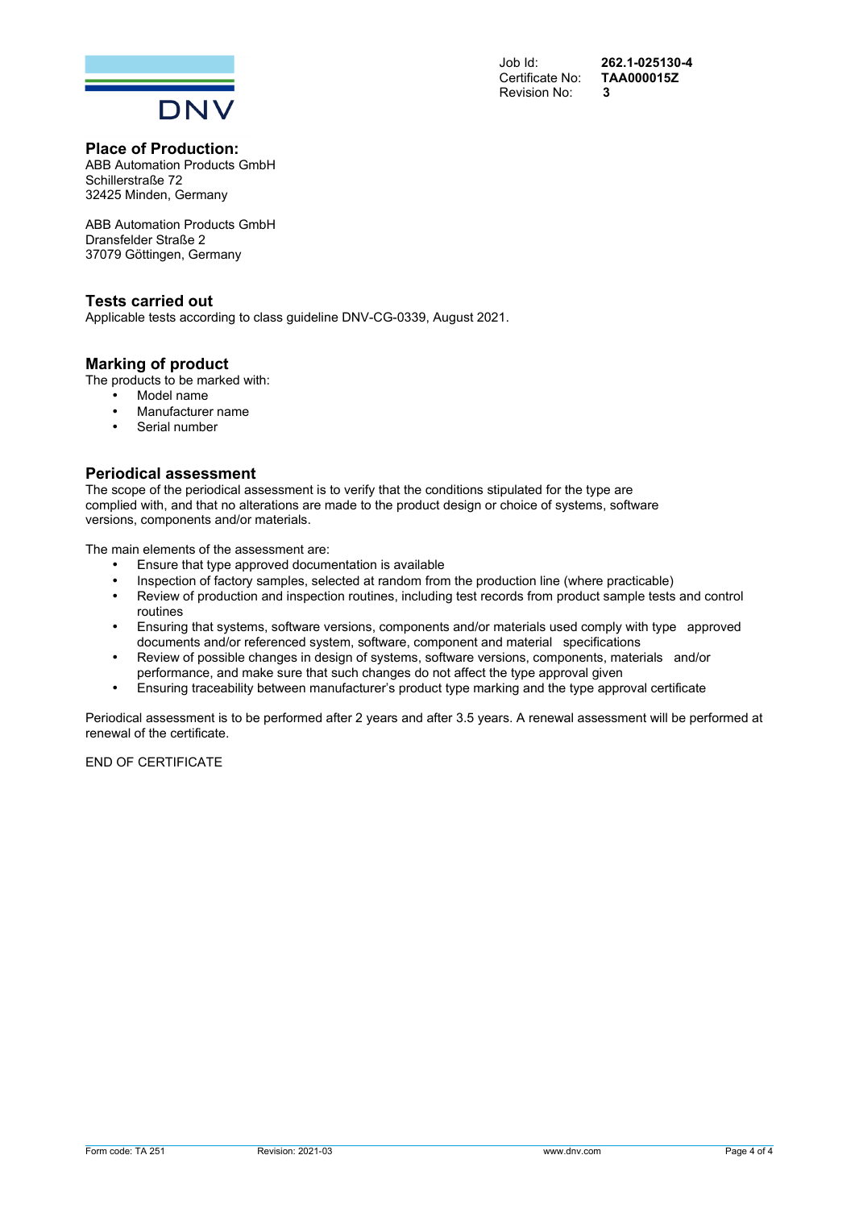Job Id: **262.1-025130-4**
Certificate No: **TAA000015Z**
Revision No: **3**

## Place of Production:

ABB Automation Products GmbH
Schillerstraße 72
32425 Minden, Germany

ABB Automation Products GmbH
Dransfelder Straße 2
37079 Göttingen, Germany

## Tests carried out

Applicable tests according to class guideline DNV-CG-0339, August 2021.

## Marking of product

The products to be marked with:

- Model name
- Manufacturer name
- Serial number

## Periodical assessment

The scope of the periodical assessment is to verify that the conditions stipulated for the type are complied with, and that no alterations are made to the product design or choice of systems, software versions, components and/or materials.

The main elements of the assessment are:

- Ensure that type approved documentation is available
- Inspection of factory samples, selected at random from the production line (where practicable)
- Review of production and inspection routines, including test records from product sample tests and control routines
- Ensuring that systems, software versions, components and/or materials used comply with type approved documents and/or referenced system, software, component and material specifications
- Review of possible changes in design of systems, software versions, components, materials and/or performance, and make sure that such changes do not affect the type approval given
- Ensuring traceability between manufacturer's product type marking and the type approval certificate

Periodical assessment is to be performed after 2 years and after 3.5 years. A renewal assessment will be performed at renewal of the certificate.

END OF CERTIFICATE